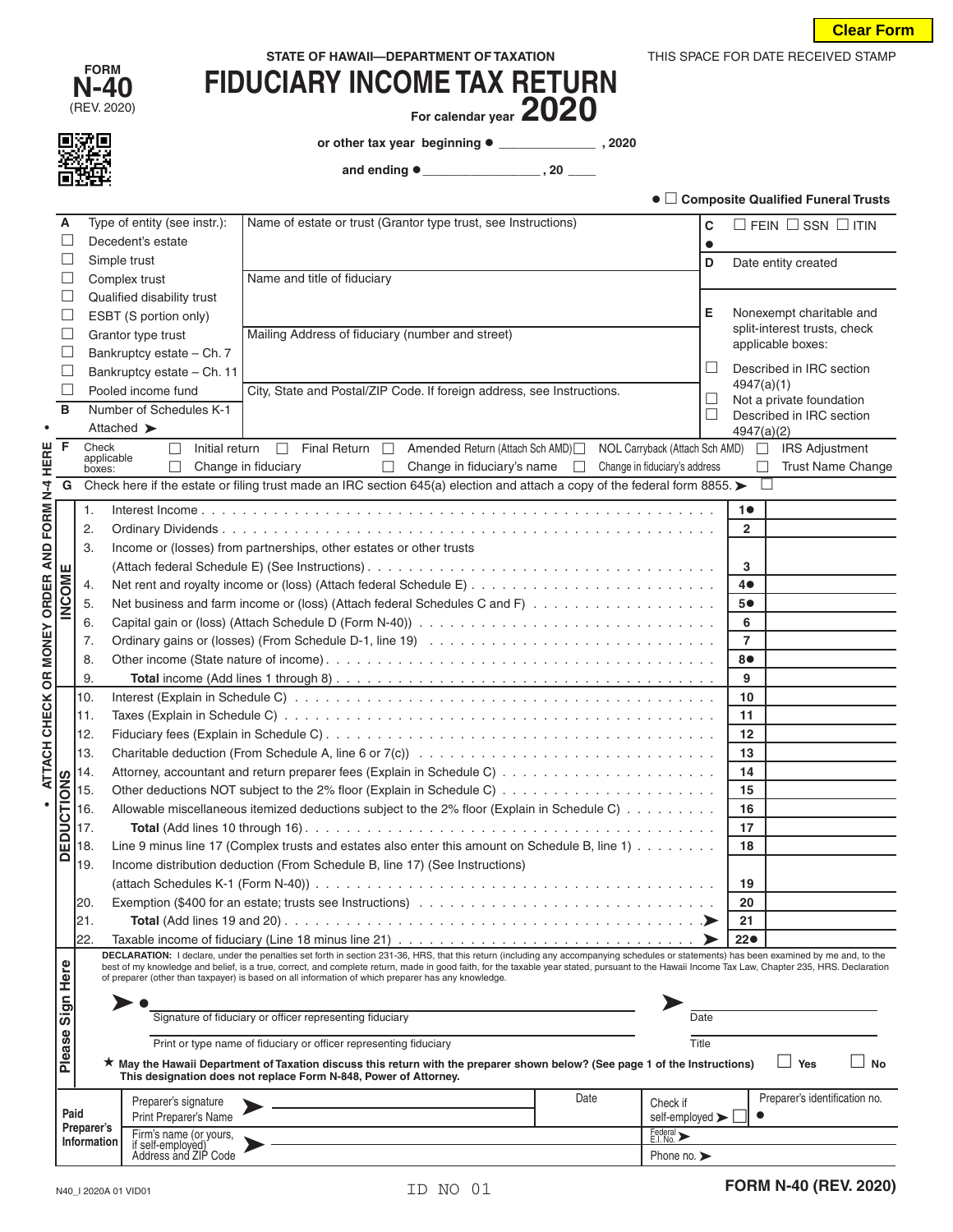Clear Form

FORM **N-40** (REV. 2020)

STATE OF HAWAII—DEPARTMENT OF TAXATION

# FIDUCIARY INCOME TAX RETURN

For calendar year **2020**

THIS SPACE FOR DATE RECEIVED STAMP

or other tax year beginning ● ______________ , 2020

and ending ● ________________ , 20 ____

● ☐ **Composite Qualified Funeral Trusts**

**A** Type of entity (see instr.):
- ☐ Decedent's estate
- ☐ Simple trust
- ☐ Complex trust
- ☐ Qualified disability trust
- ☐ ESBT (S portion only)
- ☐ Grantor type trust
- ☐ Bankruptcy estate – Ch. 7
- ☐ Bankruptcy estate – Ch. 11
- ☐ Pooled income fund

**B** Number of Schedules K-1 Attached ➤

Name of estate or trust (Grantor type trust, see Instructions)

Name and title of fiduciary

Mailing Address of fiduciary (number and street)

City, State and Postal/ZIP Code. If foreign address, see Instructions.

**C** ● ☐ FEIN ☐ SSN ☐ ITIN

**D** Date entity created

**E** Nonexempt charitable and split-interest trusts, check applicable boxes:
- ☐ Described in IRC section 4947(a)(1)
- ☐ Not a private foundation
- ☐ Described in IRC section 4947(a)(2)

**F** Check applicable boxes: ☐ Initial return ☐ Final Return ☐ Amended Return (Attach Sch AMD) ☐ NOL Carryback (Attach Sch AMD) ☐ IRS Adjustment ☐ Change in fiduciary ☐ Change in fiduciary's name ☐ Change in fiduciary's address ☐ Trust Name Change

**G** Check here if the estate or filing trust made an IRC section 645(a) election and attach a copy of the federal form 8855. ➤ ☐

• ATTACH CHECK OR MONEY ORDER AND FORM N-4 HERE •

**INCOME**

| | | Line | Amount |
|---|---|---|---|
| 1. | Interest Income | 1● | |
| 2. | Ordinary Dividends | 2 | |
| 3. | Income or (losses) from partnerships, other estates or other trusts (Attach federal Schedule E) (See Instructions) | 3 | |
| 4. | Net rent and royalty income or (loss) (Attach federal Schedule E) | 4● | |
| 5. | Net business and farm income or (loss) (Attach federal Schedules C and F) | 5● | |
| 6. | Capital gain or (loss) (Attach Schedule D (Form N-40)) | 6 | |
| 7. | Ordinary gains or (losses) (From Schedule D-1, line 19) | 7 | |
| 8. | Other income (State nature of income) | 8● | |
| 9. | **Total** income (Add lines 1 through 8) | 9 | |

**DEDUCTIONS**

| | | Line | Amount |
|---|---|---|---|
| 10. | Interest (Explain in Schedule C) | 10 | |
| 11. | Taxes (Explain in Schedule C) | 11 | |
| 12. | Fiduciary fees (Explain in Schedule C) | 12 | |
| 13. | Charitable deduction (From Schedule A, line 6 or 7(c)) | 13 | |
| 14. | Attorney, accountant and return preparer fees (Explain in Schedule C) | 14 | |
| 15. | Other deductions NOT subject to the 2% floor (Explain in Schedule C) | 15 | |
| 16. | Allowable miscellaneous itemized deductions subject to the 2% floor (Explain in Schedule C) | 16 | |
| 17. | **Total** (Add lines 10 through 16) | 17 | |
| 18. | Line 9 minus line 17 (Complex trusts and estates also enter this amount on Schedule B, line 1) | 18 | |
| 19. | Income distribution deduction (From Schedule B, line 17) (See Instructions) (attach Schedules K-1 (Form N-40)) | 19 | |
| 20. | Exemption ($400 for an estate; trusts see Instructions) | 20 | |
| 21. | **Total** (Add lines 19 and 20) ➤ | 21 | |
| 22. | Taxable income of fiduciary (Line 18 minus line 21) ➤ | 22● | |

**Please Sign Here**

**DECLARATION:** I declare, under the penalties set forth in section 231-36, HRS, that this return (including any accompanying schedules or statements) has been examined by me and, to the best of my knowledge and belief, is a true, correct, and complete return, made in good faith, for the taxable year stated, pursuant to the Hawaii Income Tax Law, Chapter 235, HRS. Declaration of preparer (other than taxpayer) is based on all information of which preparer has any knowledge.

➤ ● ______________________ Signature of fiduciary or officer representing fiduciary ➤ ________ Date

______________________ Print or type name of fiduciary or officer representing fiduciary ________ Title

★ **May the Hawaii Department of Taxation discuss this return with the preparer shown below? (See page 1 of the Instructions) This designation does not replace Form N-848, Power of Attorney.** ☐ Yes ☐ No

**Paid Preparer's Information**

| | | |
|---|---|---|
| Preparer's signature / Print Preparer's Name ➤ | Date | Check if self-employed ➤ ☐ | Preparer's identification no. ● |
| Firm's name (or yours, if self-employed) Address and ZIP Code ➤ | | Federal E.I. No. ➤ |
| | | Phone no. ➤ |

N40_I 2020A 01 VID01 ID NO 01 **FORM N-40 (REV. 2020)**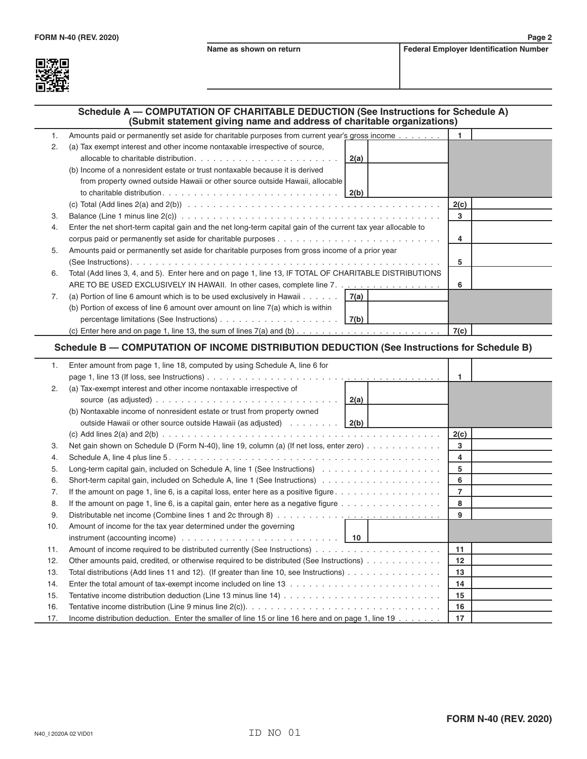FORM N-40 (REV. 2020)

| Name as shown on return | Federal Employer Identification Number |
|---|---|
| | |

## Schedule A — COMPUTATION OF CHARITABLE DEDUCTION (See Instructions for Schedule A) (Submit statement giving name and address of charitable organizations)

| | | | | | |
|---|---|---|---|---|---|
| 1. | Amounts paid or permanently set aside for charitable purposes from current year's gross income | | | 1 | |
| 2. | (a) Tax exempt interest and other income nontaxable irrespective of source, allocable to charitable distribution | 2(a) | | | |
| | (b) Income of a nonresident estate or trust nontaxable because it is derived from property owned outside Hawaii or other source outside Hawaii, allocable to charitable distribution | 2(b) | | | |
| | (c) Total (Add lines 2(a) and 2(b)) | | | 2(c) | |
| 3. | Balance (Line 1 minus line 2(c)) | | | 3 | |
| 4. | Enter the net short-term capital gain and the net long-term capital gain of the current tax year allocable to corpus paid or permanently set aside for charitable purposes | | | 4 | |
| 5. | Amounts paid or permanently set aside for charitable purposes from gross income of a prior year (See Instructions) | | | 5 | |
| 6. | Total (Add lines 3, 4, and 5). Enter here and on page 1, line 13, IF TOTAL OF CHARITABLE DISTRIBUTIONS ARE TO BE USED EXCLUSIVELY IN HAWAII. In other cases, complete line 7. | | | 6 | |
| 7. | (a) Portion of line 6 amount which is to be used exclusively in Hawaii | 7(a) | | | |
| | (b) Portion of excess of line 6 amount over amount on line 7(a) which is within percentage limitations (See Instructions) | 7(b) | | | |
| | (c) Enter here and on page 1, line 13, the sum of lines 7(a) and (b) | | | 7(c) | |

## Schedule B — COMPUTATION OF INCOME DISTRIBUTION DEDUCTION (See Instructions for Schedule B)

| | | | | | |
|---|---|---|---|---|---|
| 1. | Enter amount from page 1, line 18, computed by using Schedule A, line 6 for page 1, line 13 (If loss, see Instructions) | | | 1 | |
| 2. | (a) Tax-exempt interest and other income nontaxable irrespective of source (as adjusted) | 2(a) | | | |
| | (b) Nontaxable income of nonresident estate or trust from property owned outside Hawaii or other source outside Hawaii (as adjusted) | 2(b) | | | |
| | (c) Add lines 2(a) and 2(b) | | | 2(c) | |
| 3. | Net gain shown on Schedule D (Form N-40), line 19, column (a) (If net loss, enter zero) | | | 3 | |
| 4. | Schedule A, line 4 plus line 5 | | | 4 | |
| 5. | Long-term capital gain, included on Schedule A, line 1 (See Instructions) | | | 5 | |
| 6. | Short-term capital gain, included on Schedule A, line 1 (See Instructions) | | | 6 | |
| 7. | If the amount on page 1, line 6, is a capital loss, enter here as a positive figure | | | 7 | |
| 8. | If the amount on page 1, line 6, is a capital gain, enter here as a negative figure | | | 8 | |
| 9. | Distributable net income (Combine lines 1 and 2c through 8) | | | 9 | |
| 10. | Amount of income for the tax year determined under the governing instrument (accounting income) | 10 | | | |
| 11. | Amount of income required to be distributed currently (See Instructions) | | | 11 | |
| 12. | Other amounts paid, credited, or otherwise required to be distributed (See Instructions) | | | 12 | |
| 13. | Total distributions (Add lines 11 and 12). (If greater than line 10, see Instructions) | | | 13 | |
| 14. | Enter the total amount of tax-exempt income included on line 13 | | | 14 | |
| 15. | Tentative income distribution deduction (Line 13 minus line 14) | | | 15 | |
| 16. | Tentative income distribution (Line 9 minus line 2(c)) | | | 16 | |
| 17. | Income distribution deduction. Enter the smaller of line 15 or line 16 here and on page 1, line 19 | | | 17 | |

FORM N-40 (REV. 2020)

N40_I 2020A 02 VID01

ID NO 01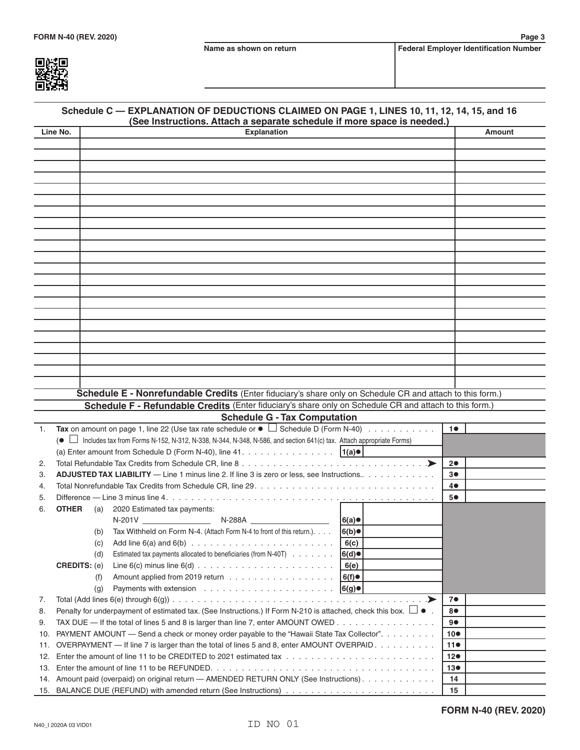Name as shown on return | Federal Employer Identification Number

## Schedule C — EXPLANATION OF DEDUCTIONS CLAIMED ON PAGE 1, LINES 10, 11, 12, 14, 15, and 16

**(See Instructions. Attach a separate schedule if more space is needed.)**

| Line No. | Explanation | Amount |
|---|---|---|
| | | |
| | | |
| | | |
| | | |
| | | |
| | | |
| | | |
| | | |
| | | |
| | | |
| | | |
| | | |
| | | |
| | | |
| | | |
| | | |
| | | |
| | | |
| | | |
| | | |
| | | |

**Schedule E - Nonrefundable Credits** (Enter fiduciary's share only on Schedule CR and attach to this form.)

**Schedule F - Refundable Credits** (Enter fiduciary's share only on Schedule CR and attach to this form.)

## Schedule G - Tax Computation

| | | | | | |
|---|---|---|---|---|---|
| 1. | **Tax** on amount on page 1, line 22 (Use tax rate schedule or ● ☐ Schedule D (Form N-40) | | | 1● | |
| | (● ☐ Includes tax from Forms N-152, N-312, N-338, N-344, N-348, N-586, and section 641(c) tax. Attach appropriate Forms) | | | | |
| | (a) Enter amount from Schedule D (Form N-40), line 41 | 1(a)● | | | |
| 2. | Total Refundable Tax Credits from Schedule CR, line 8 | | | 2● | |
| 3. | **ADJUSTED TAX LIABILITY** — Line 1 minus line 2. If line 3 is zero or less, see Instructions. | | | 3● | |
| 4. | Total Nonrefundable Tax Credits from Schedule CR, line 29 | | | 4● | |
| 5. | Difference — Line 3 minus line 4 | | | 5● | |
| 6. | **OTHER** (a) 2020 Estimated tax payments: N-201V ______ N-288A ______ | 6(a)● | | | |
| | (b) Tax Withheld on Form N-4. (Attach Form N-4 to front of this return.) | 6(b)● | | | |
| | (c) Add line 6(a) and 6(b) | 6(c) | | | |
| | (d) Estimated tax payments allocated to beneficiaries (from N-40T) | 6(d)● | | | |
| | **CREDITS:** (e) Line 6(c) minus line 6(d) | 6(e) | | | |
| | (f) Amount applied from 2019 return | 6(f)● | | | |
| | (g) Payments with extension | 6(g)● | | | |
| 7. | Total (Add lines 6(e) through 6(g)) | | | 7● | |
| 8. | Penalty for underpayment of estimated tax. (See Instructions.) If Form N-210 is attached, check this box. ☐ ● | | | 8● | |
| 9. | TAX DUE — If the total of lines 5 and 8 is larger than line 7, enter AMOUNT OWED | | | 9● | |
| 10. | PAYMENT AMOUNT — Send a check or money order payable to the "Hawaii State Tax Collector". | | | 10● | |
| 11. | OVERPAYMENT — If line 7 is larger than the total of lines 5 and 8, enter AMOUNT OVERPAID | | | 11● | |
| 12. | Enter the amount of line 11 to be CREDITED to 2021 estimated tax | | | 12● | |
| 13. | Enter the amount of line 11 to be REFUNDED | | | 13● | |
| 14. | Amount paid (overpaid) on original return — AMENDED RETURN ONLY (See Instructions) | | | 14 | |
| 15. | BALANCE DUE (REFUND) with amended return (See Instructions) | | | 15 | |

N40_I 2020A 03 VID01 ID NO 01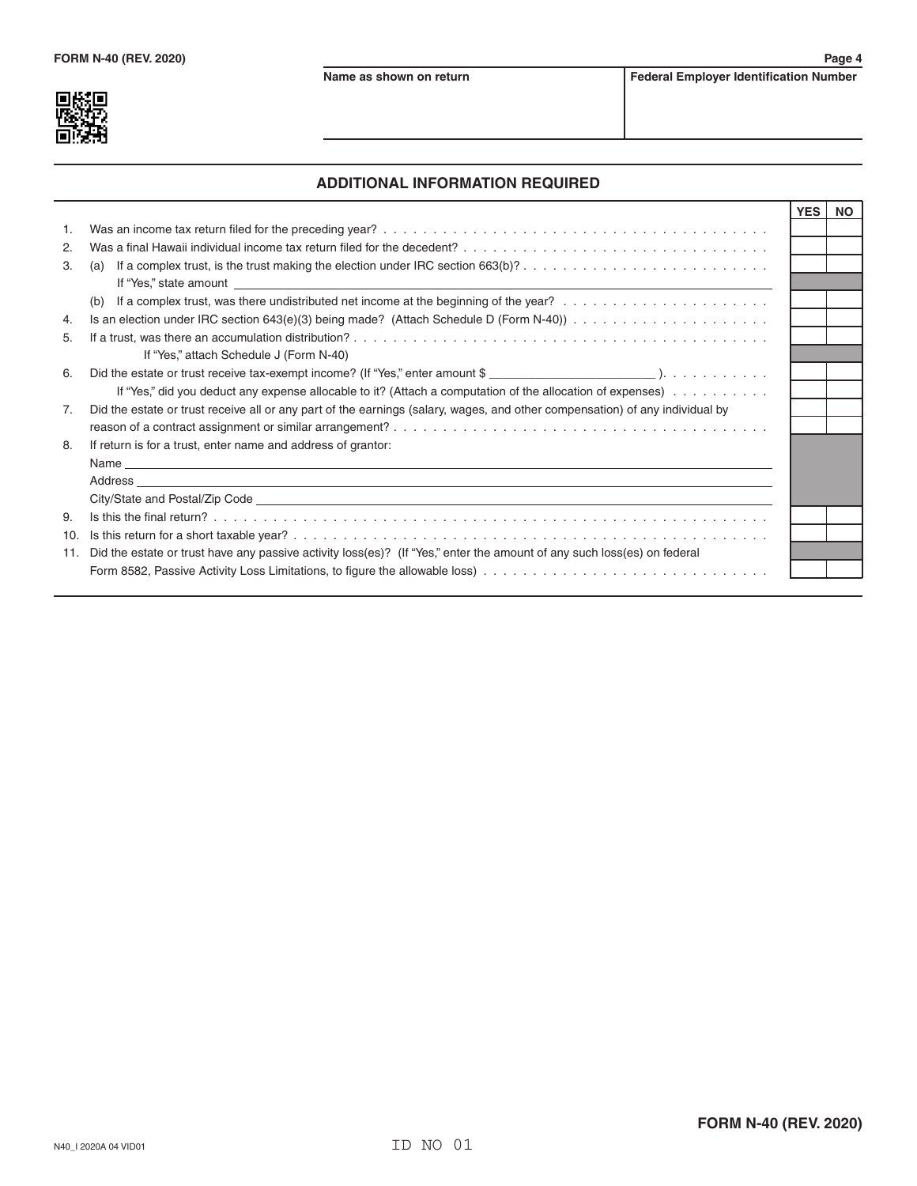Name as shown on return | Federal Employer Identification Number

## ADDITIONAL INFORMATION REQUIRED

| | | YES | NO |
|---|---|---|---|
| 1. | Was an income tax return filed for the preceding year? | | |
| 2. | Was a final Hawaii individual income tax return filed for the decedent? | | |
| 3. | (a) If a complex trust, is the trust making the election under IRC section 663(b)? | | |
| | If "Yes," state amount ______ | | |
| | (b) If a complex trust, was there undistributed net income at the beginning of the year? | | |
| 4. | Is an election under IRC section 643(e)(3) being made? (Attach Schedule D (Form N-40)) | | |
| 5. | If a trust, was there an accumulation distribution? | | |
| | If "Yes," attach Schedule J (Form N-40) | | |
| 6. | Did the estate or trust receive tax-exempt income? (If "Yes," enter amount $ ______ ). | | |
| | If "Yes," did you deduct any expense allocable to it? (Attach a computation of the allocation of expenses) | | |
| 7. | Did the estate or trust receive all or any part of the earnings (salary, wages, and other compensation) of any individual by reason of a contract assignment or similar arrangement? | | |
| 8. | If return is for a trust, enter name and address of grantor: | | |
| | Name ______ | | |
| | Address ______ | | |
| | City/State and Postal/Zip Code ______ | | |
| 9. | Is this the final return? | | |
| 10. | Is this return for a short taxable year? | | |
| 11. | Did the estate or trust have any passive activity loss(es)? (If "Yes," enter the amount of any such loss(es) on federal Form 8582, Passive Activity Loss Limitations, to figure the allowable loss) | | |

FORM N-40 (REV. 2020)

N40_I 2020A 04 VID01

ID NO 01